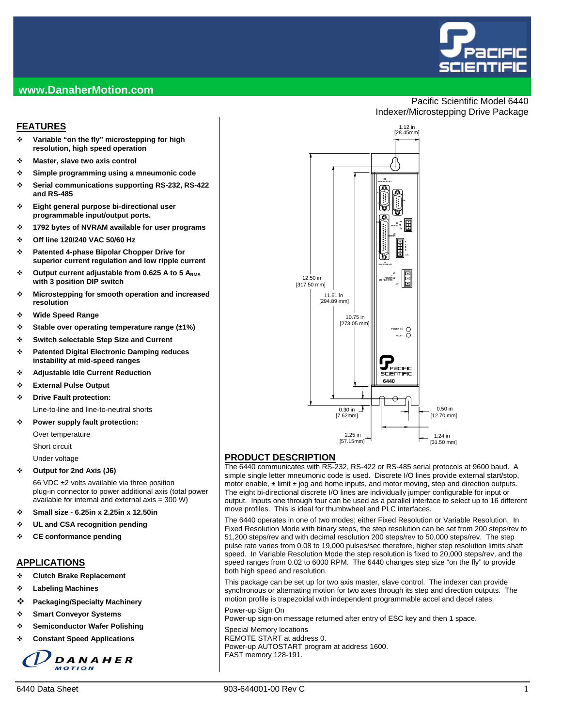www.DanaherMotion.com

Pacific Scientific Model 6440
Indexer/Microstepping Drive Package

## FEATURES

- **Variable "on the fly" microstepping for high resolution, high speed operation**
- **Master, slave two axis control**
- **Simple programming using a mneumonic code**
- **Serial communications supporting RS-232, RS-422 and RS-485**
- **Eight general purpose bi-directional user programmable input/output ports.**
- **1792 bytes of NVRAM available for user programs**
- **Off line 120/240 VAC 50/60 Hz**
- **Patented 4-phase Bipolar Chopper Drive for superior current regulation and low ripple current**
- **Output current adjustable from 0.625 A to 5 $A_{RMS}$ with 3 position DIP switch**
- **Microstepping for smooth operation and increased resolution**
- **Wide Speed Range**
- **Stable over operating temperature range (±1%)**
- **Switch selectable Step Size and Current**
- **Patented Digital Electronic Damping reduces instability at mid-speed ranges**
- **Adjustable Idle Current Reduction**
- **External Pulse Output**
- **Drive Fault protection:**

  Line-to-line and line-to-neutral shorts
- **Power supply fault protection:**

  Over temperature

  Short circuit

  Under voltage
- **Output for 2nd Axis (J6)**

  66 VDC ±2 volts available via three position plug-in connector to power additional axis (total power available for internal and external axis = 300 W)
- **Small size - 6.25in x 2.25in x 12.50in**
- **UL and CSA recognition pending**
- **CE conformance pending**

## APPLICATIONS

- **Clutch Brake Replacement**
- **Labeling Machines**
- **Packaging/Specialty Machinery**
- **Smart Conveyor Systems**
- **Semiconductor Wafer Polishing**
- **Constant Speed Applications**

DANAHER MOTION

1.12 in [28.45mm]

12.50 in [317.50 mm]

11.61 in [294.89 mm]

10.75 in [273.05 mm]

0.30 in [7.62mm]

2.25 in [57.15mm]

0.50 in [12.70 mm]

1.24 in [31.50 mm]

## PRODUCT DESCRIPTION

The 6440 communicates with RS-232, RS-422 or RS-485 serial protocols at 9600 baud. A simple single letter mneumonic code is used. Discrete I/O lines provide external start/stop, motor enable, ± limit ± jog and home inputs, and motor moving, step and direction outputs. The eight bi-directional discrete I/O lines are individually jumper configurable for input or output. Inputs one through four can be used as a parallel interface to select up to 16 different move profiles. This is ideal for thumbwheel and PLC interfaces.

The 6440 operates in one of two modes; either Fixed Resolution or Variable Resolution. In Fixed Resolution Mode with binary steps, the step resolution can be set from 200 steps/rev to 51,200 steps/rev and with decimal resolution 200 steps/rev to 50,000 steps/rev. The step pulse rate varies from 0.08 to 19,000 pulses/sec therefore, higher step resolution limits shaft speed. In Variable Resolution Mode the step resolution is fixed to 20,000 steps/rev, and the speed ranges from 0.02 to 6000 RPM. The 6440 changes step size "on the fly" to provide both high speed and resolution.

This package can be set up for two axis master, slave control. The indexer can provide synchronous or alternating motion for two axes through its step and direction outputs. The motion profile is trapezoidal with independent programmable accel and decel rates.

Power-up Sign On
Power-up sign-on message returned after entry of ESC key and then 1 space.

Special Memory locations
REMOTE START at address 0.
Power-up AUTOSTART program at address 1600.
FAST memory 128-191.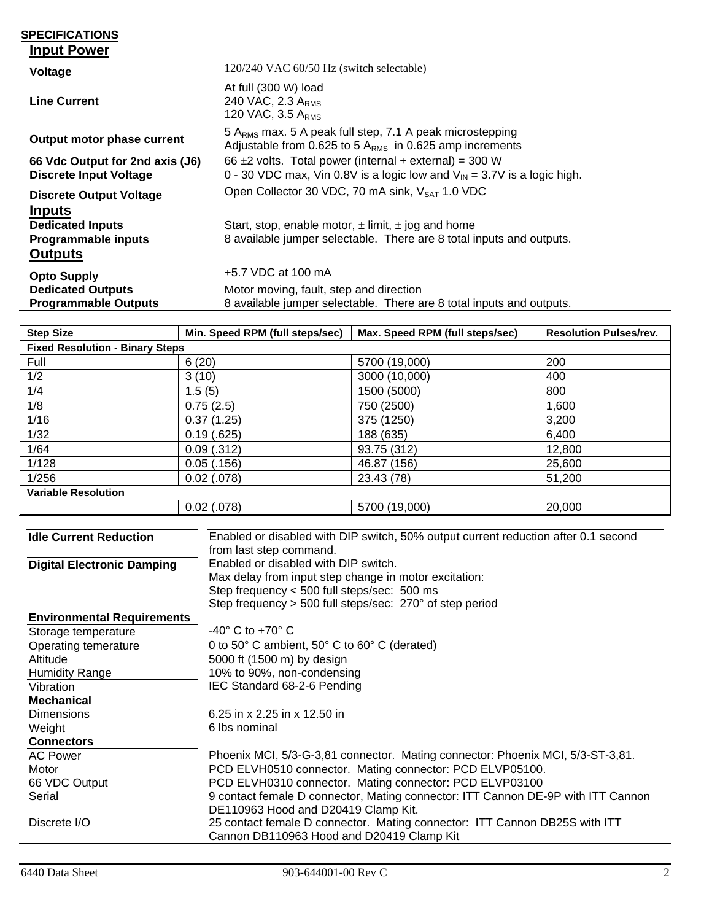## SPECIFICATIONS

### Input Power

| | |
|---|---|
| **Voltage** | 120/240 VAC 60/50 Hz (switch selectable) |
| **Line Current** | At full (300 W) load<br>240 VAC, 2.3 $A_{RMS}$<br>120 VAC, 3.5 $A_{RMS}$ |
| **Output motor phase current** | 5 $A_{RMS}$ max. 5 A peak full step, 7.1 A peak microstepping<br>Adjustable from 0.625 to 5 $A_{RMS}$ in 0.625 amp increments |
| **66 Vdc Output for 2nd axis (J6)** | 66 ±2 volts. Total power (internal + external) = 300 W |
| **Discrete Input Voltage** | 0 - 30 VDC max, Vin 0.8V is a logic low and $V_{IN}$ = 3.7V is a logic high. |
| **Discrete Output Voltage** | Open Collector 30 VDC, 70 mA sink, $V_{SAT}$ 1.0 VDC |

### Inputs

| | |
|---|---|
| **Dedicated Inputs** | Start, stop, enable motor, ± limit, ± jog and home |
| **Programmable inputs** | 8 available jumper selectable. There are 8 total inputs and outputs. |

### Outputs

| | |
|---|---|
| **Opto Supply** | +5.7 VDC at 100 mA |
| **Dedicated Outputs** | Motor moving, fault, step and direction |
| **Programmable Outputs** | 8 available jumper selectable. There are 8 total inputs and outputs. |

| Step Size | Min. Speed RPM (full steps/sec) | Max. Speed RPM (full steps/sec) | Resolution Pulses/rev. |
|---|---|---|---|
| **Fixed Resolution - Binary Steps** | | | |
| Full | 6 (20) | 5700 (19,000) | 200 |
| 1/2 | 3 (10) | 3000 (10,000) | 400 |
| 1/4 | 1.5 (5) | 1500 (5000) | 800 |
| 1/8 | 0.75 (2.5) | 750 (2500) | 1,600 |
| 1/16 | 0.37 (1.25) | 375 (1250) | 3,200 |
| 1/32 | 0.19 (.625) | 188 (635) | 6,400 |
| 1/64 | 0.09 (.312) | 93.75 (312) | 12,800 |
| 1/128 | 0.05 (.156) | 46.87 (156) | 25,600 |
| 1/256 | 0.02 (.078) | 23.43 (78) | 51,200 |
| **Variable Resolution** | | | |
| | 0.02 (.078) | 5700 (19,000) | 20,000 |

| | |
|---|---|
| **Idle Current Reduction** | Enabled or disabled with DIP switch, 50% output current reduction after 0.1 second from last step command. |
| **Digital Electronic Damping** | Enabled or disabled with DIP switch.<br>Max delay from input step change in motor excitation:<br>Step frequency < 500 full steps/sec: 500 ms<br>Step frequency > 500 full steps/sec: 270° of step period |
| **Environmental Requirements** | |
| Storage temperature | -40° C to +70° C |
| Operating teperature | 0 to 50° C ambient, 50° C to 60° C (derated) |
| Altitude | 5000 ft (1500 m) by design |
| Humidity Range | 10% to 90%, non-condensing |
| Vibration | IEC Standard 68-2-6 Pending |
| **Mechanical** | |
| Dimensions | 6.25 in x 2.25 in x 12.50 in |
| Weight | 6 lbs nominal |
| **Connectors** | |
| AC Power | Phoenix MCI, 5/3-G-3,81 connector. Mating connector: Phoenix MCI, 5/3-ST-3,81. |
| Motor | PCD ELVH0510 connector. Mating connector: PCD ELVP05100. |
| 66 VDC Output | PCD ELVH0310 connector. Mating connector: PCD ELVP03100 |
| Serial | 9 contact female D connector, Mating connector: ITT Cannon DE-9P with ITT Cannon DE110963 Hood and D20419 Clamp Kit. |
| Discrete I/O | 25 contact female D connector. Mating connector: ITT Cannon DB25S with ITT Cannon DB110963 Hood and D20419 Clamp Kit |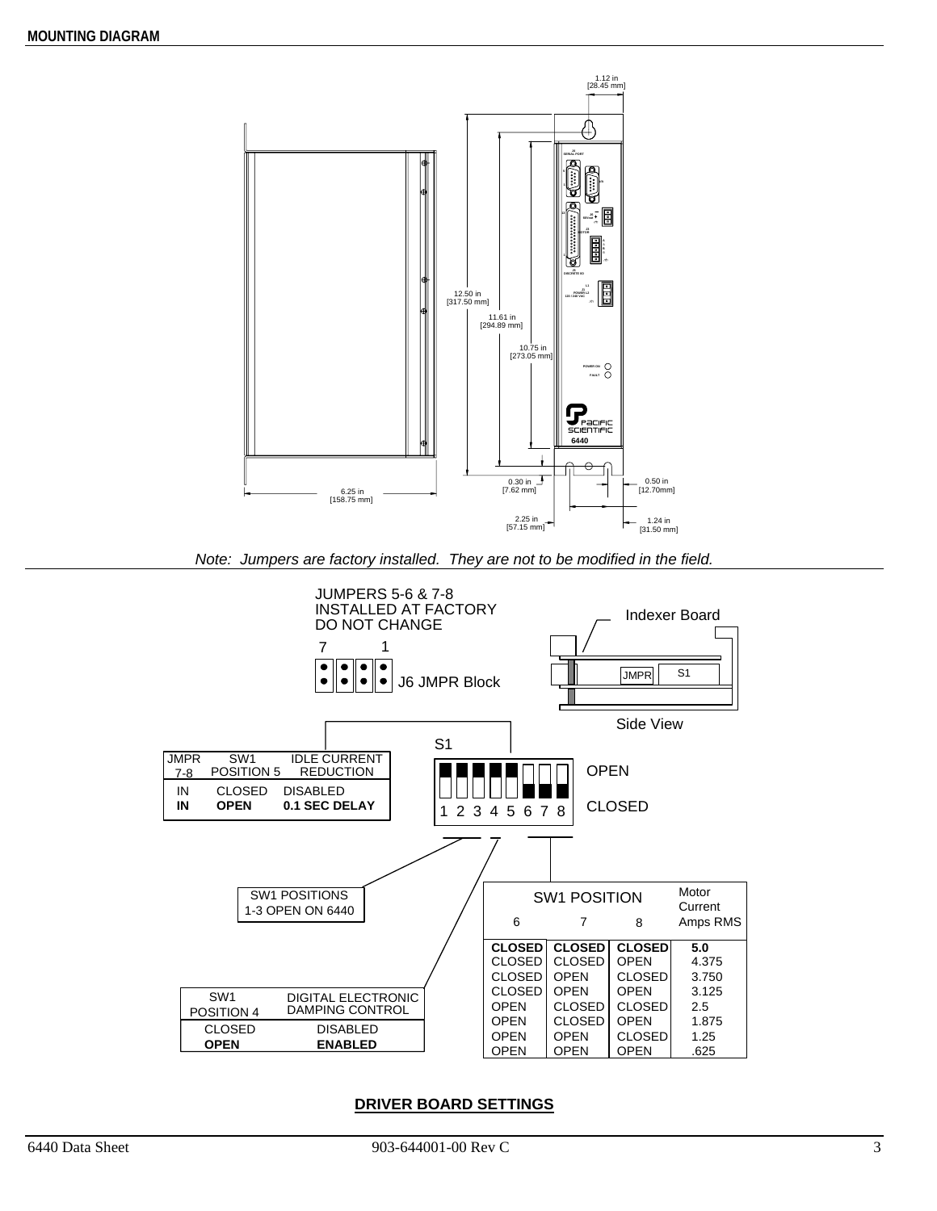## MOUNTING DIAGRAM

1.12 in [28.45 mm]

12.50 in [317.50 mm]

11.61 in [294.89 mm]

10.75 in [273.05 mm]

0.30 in [7.62 mm]

0.50 in [12.70mm]

6.25 in [158.75 mm]

2.25 in [57.15 mm]

1.24 in [31.50 mm]

*Note: Jumpers are factory installed. They are not to be modified in the field.*

JUMPERS 5-6 & 7-8 INSTALLED AT FACTORY DO NOT CHANGE

J6 JMPR Block

Indexer Board

Side View

S1

OPEN

CLOSED

| JMPR 7-8 | SW1 POSITION 5 | IDLE CURRENT REDUCTION |
|---|---|---|
| IN | CLOSED | DISABLED |
| **IN** | **OPEN** | **0.1 SEC DELAY** |

SW1 POSITIONS 1-3 OPEN ON 6440

| SW1 POSITION 4 | DIGITAL ELECTRONIC DAMPING CONTROL |
|---|---|
| CLOSED | DISABLED |
| **OPEN** | **ENABLED** |

| SW1 POSITION 6 | SW1 POSITION 7 | SW1 POSITION 8 | Motor Current Amps RMS |
|---|---|---|---|
| **CLOSED** | **CLOSED** | **CLOSED** | **5.0** |
| CLOSED | CLOSED | OPEN | 4.375 |
| CLOSED | OPEN | CLOSED | 3.750 |
| CLOSED | OPEN | OPEN | 3.125 |
| OPEN | CLOSED | CLOSED | 2.5 |
| OPEN | CLOSED | OPEN | 1.875 |
| OPEN | OPEN | CLOSED | 1.25 |
| OPEN | OPEN | OPEN | .625 |

**DRIVER BOARD SETTINGS**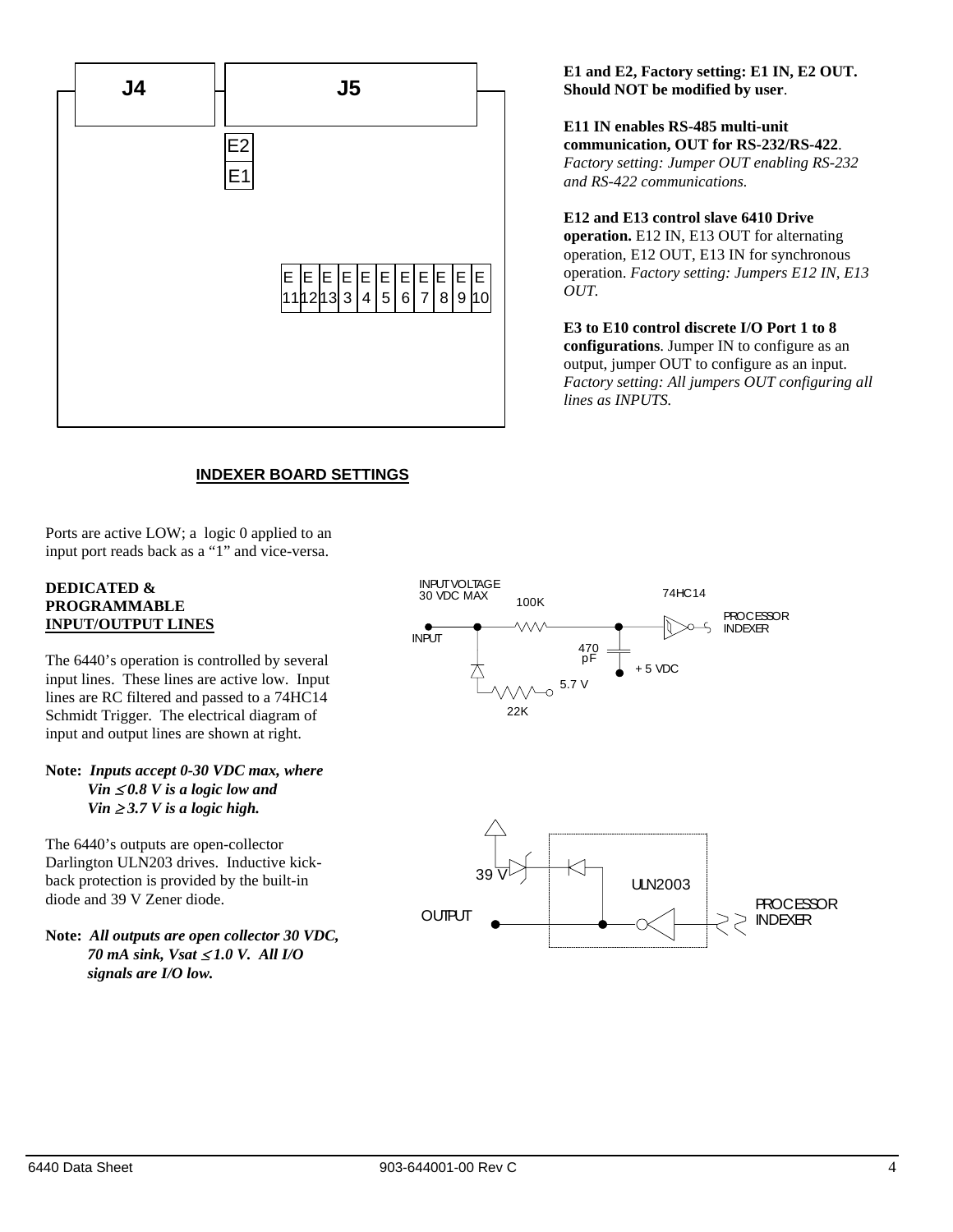E1 and E2, Factory setting: E1 IN, E2 OUT. Should NOT be modified by user.

**E11 IN enables RS-485 multi-unit communication, OUT for RS-232/RS-422**. *Factory setting: Jumper OUT enabling RS-232 and RS-422 communications.*

**E12 and E13 control slave 6410 Drive operation.** E12 IN, E13 OUT for alternating operation, E12 OUT, E13 IN for synchronous operation. *Factory setting: Jumpers E12 IN, E13 OUT.*

**E3 to E10 control discrete I/O Port 1 to 8 configurations**. Jumper IN to configure as an output, jumper OUT to configure as an input. *Factory setting: All jumpers OUT configuring all lines as INPUTS.*

J4 J5 E2 E1

| E 11 | E 12 | E 13 | E 3 | E 4 | E 5 | E 6 | E 7 | E 8 | E 9 | E 10 |
|---|---|---|---|---|---|---|---|---|---|---|

## INDEXER BOARD SETTINGS

Ports are active LOW; a logic 0 applied to an input port reads back as a "1" and vice-versa.

### DEDICATED & PROGRAMMABLE INPUT/OUTPUT LINES

The 6440's operation is controlled by several input lines. These lines are active low. Input lines are RC filtered and passed to a 74HC14 Schmidt Trigger. The electrical diagram of input and output lines are shown at right.

**Note:** ***Inputs accept 0-30 VDC max, where $V_{in} \leq 0.8$ V is a logic low and $V_{in} \geq 3.7$ V is a logic high.***

INPUT VOLTAGE 30 VDC MAX, INPUT, 100K, 470 pF, 22K, 5.7 V, + 5 VDC, 74HC14, PROCESSOR INDEXER

The 6440's outputs are open-collector Darlington ULN203 drives. Inductive kick-back protection is provided by the built-in diode and 39 V Zener diode.

**Note:** ***All outputs are open collector 30 VDC, 70 mA sink, $V_{sat} \leq 1.0$ V. All I/O signals are I/O low.***

39 V, ULN2003, OUTPUT, PROCESSOR INDEXER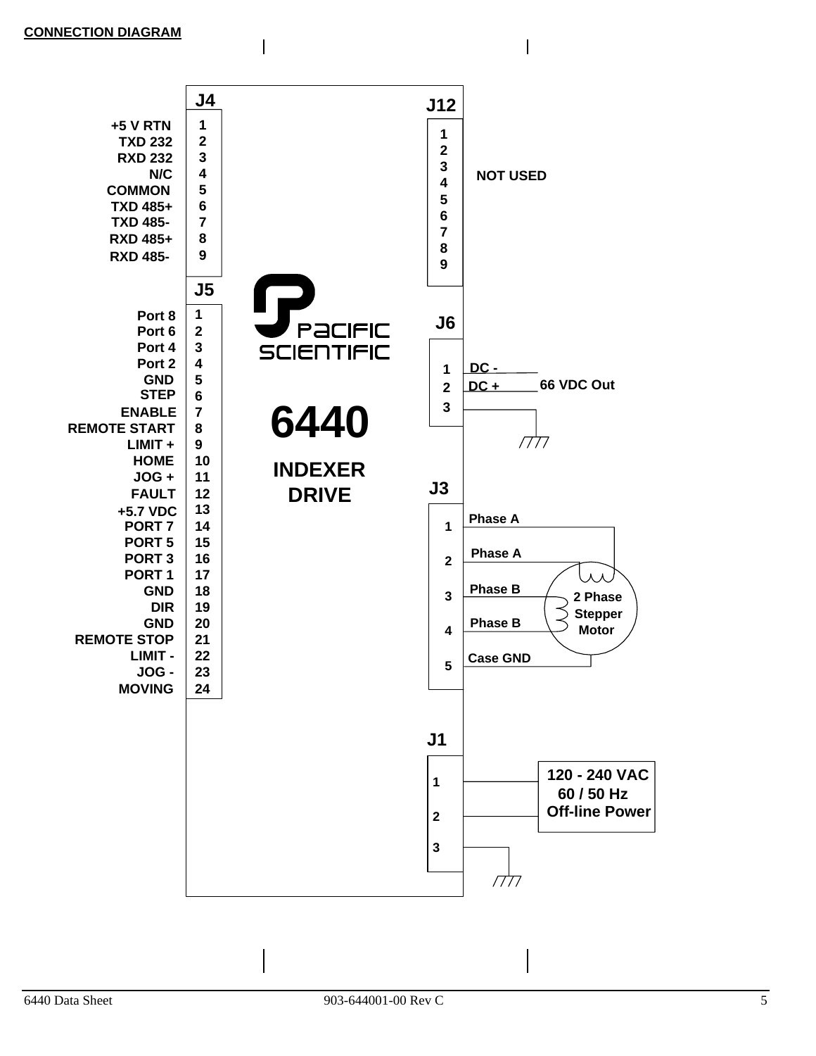## CONNECTION DIAGRAM

**J4**

| Signal | Pin |
|---|---|
| +5 V RTN | 1 |
| TXD 232 | 2 |
| RXD 232 | 3 |
| N/C | 4 |
| COMMON | 5 |
| TXD 485+ | 6 |
| TXD 485- | 7 |
| RXD 485+ | 8 |
| RXD 485- | 9 |

**J5**

| Signal | Pin |
|---|---|
| Port 8 | 1 |
| Port 6 | 2 |
| Port 4 | 3 |
| Port 2 | 4 |
| GND | 5 |
| STEP | 6 |
| ENABLE | 7 |
| REMOTE START | 8 |
| LIMIT + | 9 |
| HOME | 10 |
| JOG + | 11 |
| FAULT | 12 |
| +5.7 VDC | 13 |
| PORT 7 | 14 |
| PORT 5 | 15 |
| PORT 3 | 16 |
| PORT 1 | 17 |
| GND | 18 |
| DIR | 19 |
| GND | 20 |
| REMOTE STOP | 21 |
| LIMIT - | 22 |
| JOG - | 23 |
| MOVING | 24 |

**J12**

Pins 1–9: NOT USED

**J6**

| Pin | Signal |
|---|---|
| 1 | DC - |
| 2 | DC + |
| 3 | Ground |

66 VDC Out

**J3**

| Pin | Signal |
|---|---|
| 1 | Phase A |
| 2 | Phase A |
| 3 | Phase B |
| 4 | Phase B |
| 5 | Case GND |

2 Phase Stepper Motor

**J1**

| Pin | Connection |
|---|---|
| 1 | 120 - 240 VAC 60 / 50 Hz Off-line Power |
| 2 | 120 - 240 VAC 60 / 50 Hz Off-line Power |
| 3 | Ground |

PACIFIC SCIENTIFIC

**6440**

**INDEXER DRIVE**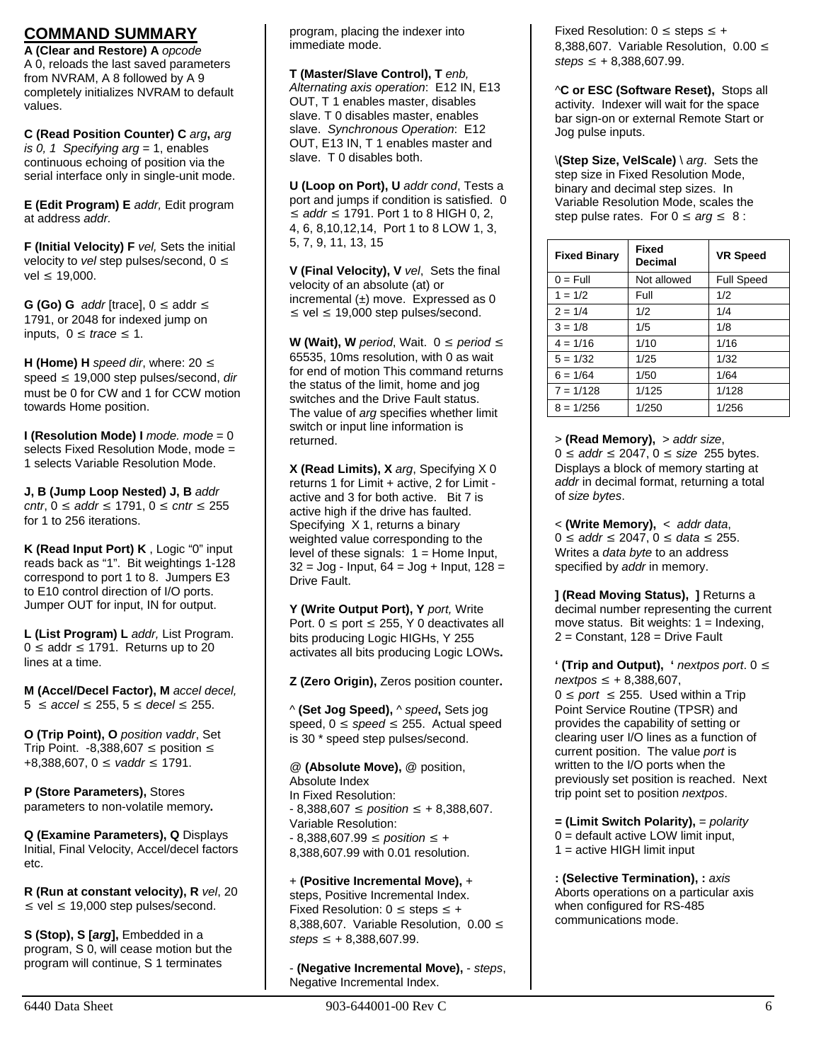## COMMAND SUMMARY

**A (Clear and Restore) A** *opcode*
A 0, reloads the last saved parameters from NVRAM, A 8 followed by A 9 completely initializes NVRAM to default values.

**C (Read Position Counter) C** *arg***,** *arg is 0, 1 Specifying arg* = 1, enables continuous echoing of position via the serial interface only in single-unit mode.

**E (Edit Program) E** *addr,* Edit program at address *addr.*

**F (Initial Velocity) F** *vel,* Sets the initial velocity to *vel* step pulses/second, 0 ≤ vel ≤ 19,000.

**G (Go) G** *addr* [trace], 0 ≤ addr ≤ 1791, or 2048 for indexed jump on inputs, 0 ≤ *trace* ≤ 1.

**H (Home) H** *speed dir*, where: 20 ≤ speed ≤ 19,000 step pulses/second, *dir* must be 0 for CW and 1 for CCW motion towards Home position.

**I (Resolution Mode) I** *mode. mode* = 0 selects Fixed Resolution Mode, mode = 1 selects Variable Resolution Mode.

**J, B (Jump Loop Nested) J, B** *addr cntr*, 0 ≤ *addr* ≤ 1791, 0 ≤ *cntr* ≤ 255 for 1 to 256 iterations.

**K (Read Input Port) K** , Logic "0" input reads back as "1". Bit weightings 1-128 correspond to port 1 to 8. Jumpers E3 to E10 control direction of I/O ports. Jumper OUT for input, IN for output.

**L (List Program) L** *addr,* List Program. 0 ≤ addr ≤ 1791. Returns up to 20 lines at a time.

**M (Accel/Decel Factor), M** *accel decel,* 5 ≤ *accel* ≤ 255, 5 ≤ *decel* ≤ 255.

**O (Trip Point), O** *position vaddr*, Set Trip Point. -8,388,607 ≤ position ≤ +8,388,607, 0 ≤ *vaddr* ≤ 1791.

**P (Store Parameters),** Stores parameters to non-volatile memory**.**

**Q (Examine Parameters), Q** Displays Initial, Final Velocity, Accel/decel factors etc.

**R (Run at constant velocity), R** *vel*, 20 ≤ vel ≤ 19,000 step pulses/second.

**S (Stop), S [*arg*],** Embedded in a program, S 0, will cease motion but the program will continue, S 1 terminates program, placing the indexer into immediate mode.

**T (Master/Slave Control), T** *enb, Alternating axis operation*: E12 IN, E13 OUT, T 1 enables master, disables slave. T 0 disables master, enables slave. *Synchronous Operation*: E12 OUT, E13 IN, T 1 enables master and slave. T 0 disables both.

**U (Loop on Port), U** *addr cond*, Tests a port and jumps if condition is satisfied. 0 ≤ *addr* ≤ 1791. Port 1 to 8 HIGH 0, 2, 4, 6, 8,10,12,14, Port 1 to 8 LOW 1, 3, 5, 7, 9, 11, 13, 15

**V (Final Velocity), V** *vel*, Sets the final velocity of an absolute (at) or incremental (±) move. Expressed as 0 ≤ vel ≤ 19,000 step pulses/second.

**W (Wait), W** *period*, Wait. 0 ≤ *period* ≤ 65535, 10ms resolution, with 0 as wait for end of motion This command returns the status of the limit, home and jog switches and the Drive Fault status. The value of *arg* specifies whether limit switch or input line information is returned.

**X (Read Limits), X** *arg*, Specifying X 0 returns 1 for Limit + active, 2 for Limit - active and 3 for both active. Bit 7 is active high if the drive has faulted. Specifying X 1, returns a binary weighted value corresponding to the level of these signals: 1 = Home Input, 32 = Jog - Input, 64 = Jog + Input, 128 = Drive Fault.

**Y (Write Output Port), Y** *port,* Write Port. 0 ≤ port ≤ 255, Y 0 deactivates all bits producing Logic HIGHs, Y 255 activates all bits producing Logic LOWs**.**

**Z (Zero Origin),** Zeros position counter**.**

**^ (Set Jog Speed),** ^ *speed***,** Sets jog speed, 0 ≤ *speed* ≤ 255. Actual speed is 30 * speed step pulses/second.

**@ (Absolute Move),** @ position, Absolute Index
In Fixed Resolution:
- 8,388,607 ≤ *position* ≤ + 8,388,607.
Variable Resolution:
- 8,388,607.99 ≤ *position* ≤ + 8,388,607.99 with 0.01 resolution.

\+ **(Positive Incremental Move),** + steps, Positive Incremental Index. Fixed Resolution: 0 ≤ steps ≤ + 8,388,607. Variable Resolution, 0.00 ≤ *steps* ≤ + 8,388,607.99.

\- **(Negative Incremental Move),** - *steps*, Negative Incremental Index. Fixed Resolution: 0 ≤ steps ≤ + 8,388,607. Variable Resolution, 0.00 ≤ *steps* ≤ + 8,388,607.99.

**^C or ESC (Software Reset),** Stops all activity. Indexer will wait for the space bar sign-on or external Remote Start or Jog pulse inputs.

**\(Step Size, VelScale)** \ *arg*. Sets the step size in Fixed Resolution Mode, binary and decimal step sizes. In Variable Resolution Mode, scales the step pulse rates. For 0 ≤ *arg* ≤ 8 :

| Fixed Binary | Fixed Decimal | VR Speed |
|---|---|---|
| 0 = Full | Not allowed | Full Speed |
| 1 = 1/2 | Full | 1/2 |
| 2 = 1/4 | 1/2 | 1/4 |
| 3 = 1/8 | 1/5 | 1/8 |
| 4 = 1/16 | 1/10 | 1/16 |
| 5 = 1/32 | 1/25 | 1/32 |
| 6 = 1/64 | 1/50 | 1/64 |
| 7 = 1/128 | 1/125 | 1/128 |
| 8 = 1/256 | 1/250 | 1/256 |

\> **(Read Memory),** > *addr size*, 0 ≤ *addr* ≤ 2047, 0 ≤ *size* 255 bytes. Displays a block of memory starting at *addr* in decimal format, returning a total of *size bytes*.

< **(Write Memory),** < *addr data*, 0 ≤ *addr* ≤ 2047, 0 ≤ *data* ≤ 255. Writes a *data byte* to an address specified by *addr* in memory.

**] (Read Moving Status), ]** Returns a decimal number representing the current move status. Bit weights: 1 = Indexing, 2 = Constant, 128 = Drive Fault

**' (Trip and Output), '** *nextpos port*. 0 ≤ *nextpos* ≤ + 8,388,607, 0 ≤ *port* ≤ 255. Used within a Trip Point Service Routine (TPSR) and provides the capability of setting or clearing user I/O lines as a function of current position. The value *port* is written to the I/O ports when the previously set position is reached. Next trip point set to position *nextpos*.

**= (Limit Switch Polarity),** = *polarity*
0 = default active LOW limit input,
1 = active HIGH limit input

**: (Selective Termination), :** *axis*
Aborts operations on a particular axis when configured for RS-485 communications mode.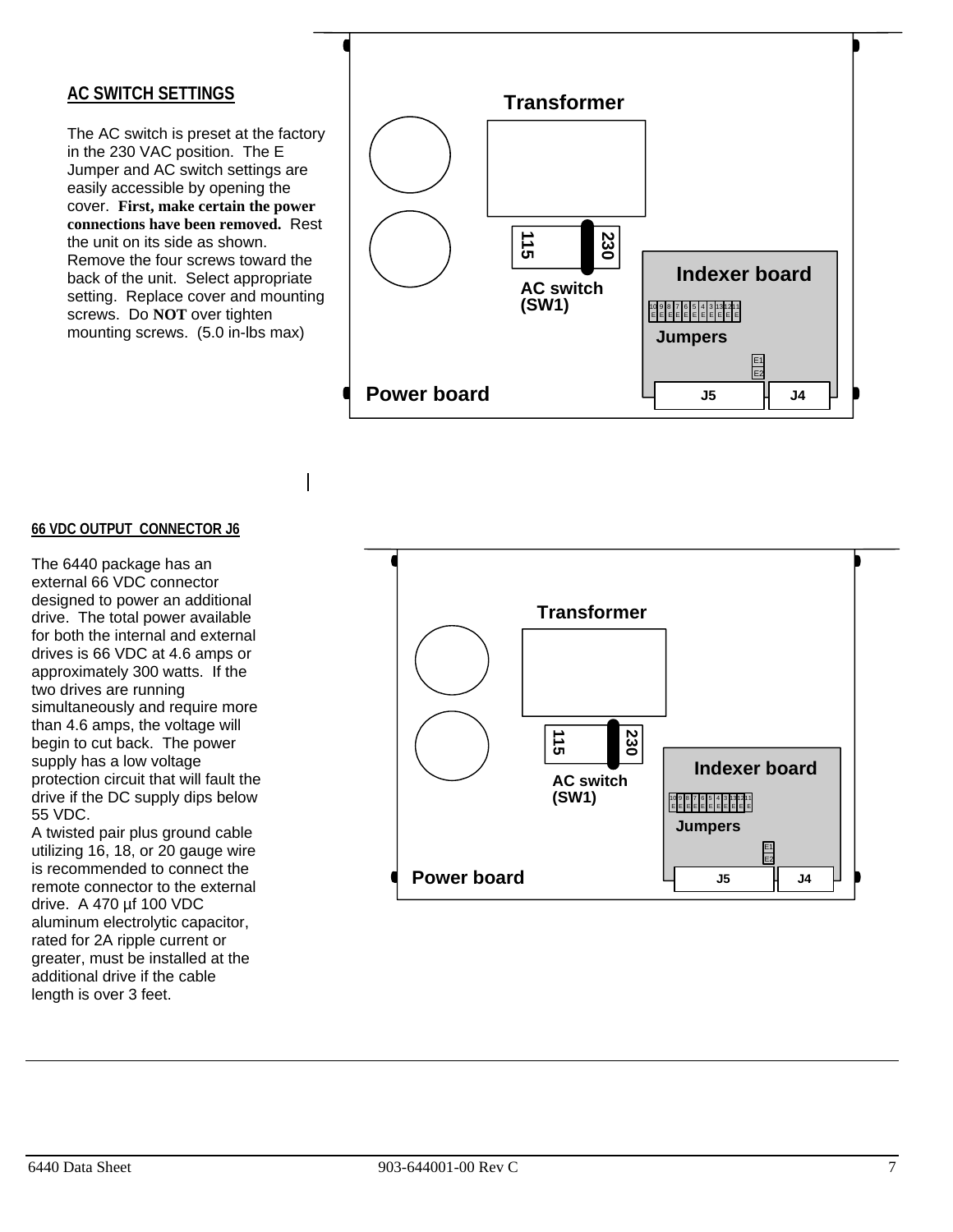## AC SWITCH SETTINGS

The AC switch is preset at the factory in the 230 VAC position. The E Jumper and AC switch settings are easily accessible by opening the cover. **First, make certain the power connections have been removed.** Rest the unit on its side as shown. Remove the four screws toward the back of the unit. Select appropriate setting. Replace cover and mounting screws. Do **NOT** over tighten mounting screws. (5.0 in-lbs max)

Transformer

115 230

AC switch (SW1)

Indexer board

Jumpers

E1 E2

Power board

J5 J4

## 66 VDC OUTPUT CONNECTOR J6

The 6440 package has an external 66 VDC connector designed to power an additional drive. The total power available for both the internal and external drives is 66 VDC at 4.6 amps or approximately 300 watts. If the two drives are running simultaneously and require more than 4.6 amps, the voltage will begin to cut back. The power supply has a low voltage protection circuit that will fault the drive if the DC supply dips below 55 VDC.

A twisted pair plus ground cable utilizing 16, 18, or 20 gauge wire is recommended to connect the remote connector to the external drive. A 470 µf 100 VDC aluminum electrolytic capacitor, rated for 2A ripple current or greater, must be installed at the additional drive if the cable length is over 3 feet.

Transformer

115 230

AC switch (SW1)

Indexer board

Jumpers

E1 E2

Power board

J5 J4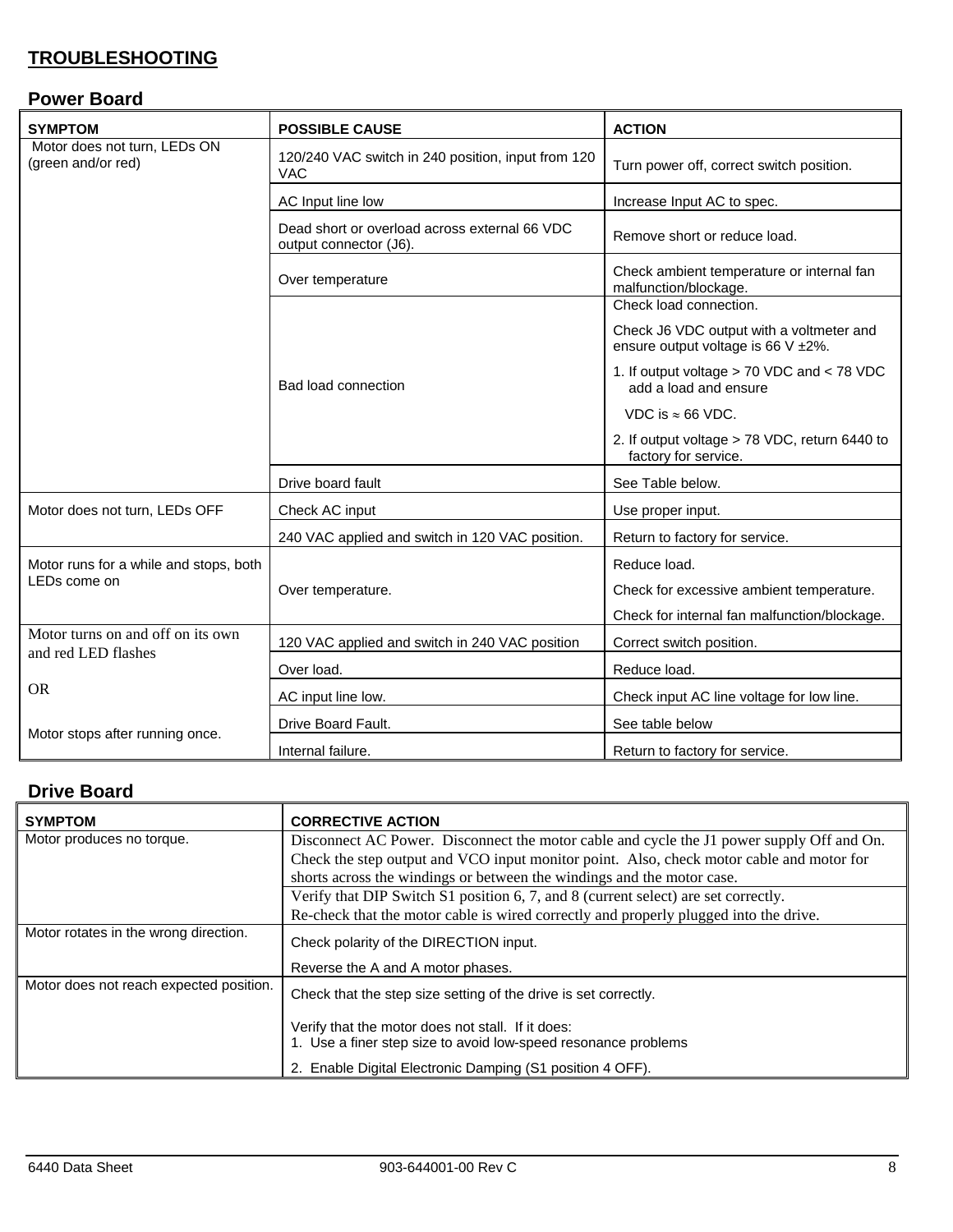## TROUBLESHOOTING

### Power Board

| SYMPTOM | POSSIBLE CAUSE | ACTION |
|---|---|---|
| Motor does not turn, LEDs ON (green and/or red) | 120/240 VAC switch in 240 position, input from 120 VAC | Turn power off, correct switch position. |
| | AC Input line low | Increase Input AC to spec. |
| | Dead short or overload across external 66 VDC output connector (J6). | Remove short or reduce load. |
| | Over temperature | Check ambient temperature or internal fan malfunction/blockage. |
| | Bad load connection | Check load connection.<br>Check J6 VDC output with a voltmeter and ensure output voltage is 66 V ±2%.<br>1. If output voltage > 70 VDC and < 78 VDC add a load and ensure VDC is ≈ 66 VDC.<br>2. If output voltage > 78 VDC, return 6440 to factory for service. |
| | Drive board fault | See Table below. |
| Motor does not turn, LEDs OFF | Check AC input | Use proper input. |
| | 240 VAC applied and switch in 120 VAC position. | Return to factory for service. |
| Motor runs for a while and stops, both LEDs come on | Over temperature. | Reduce load.<br>Check for excessive ambient temperature.<br>Check for internal fan malfunction/blockage. |
| Motor turns on and off on its own and red LED flashes<br><br>OR<br><br>Motor stops after running once. | 120 VAC applied and switch in 240 VAC position | Correct switch position. |
| | Over load. | Reduce load. |
| | AC input line low. | Check input AC line voltage for low line. |
| | Drive Board Fault. | See table below |
| | Internal failure. | Return to factory for service. |

### Drive Board

| SYMPTOM | CORRECTIVE ACTION |
|---|---|
| Motor produces no torque. | Disconnect AC Power. Disconnect the motor cable and cycle the J1 power supply Off and On. Check the step output and VCO input monitor point. Also, check motor cable and motor for shorts across the windings or between the windings and the motor case. |
| | Verify that DIP Switch S1 position 6, 7, and 8 (current select) are set correctly.<br>Re-check that the motor cable is wired correctly and properly plugged into the drive. |
| Motor rotates in the wrong direction. | Check polarity of the DIRECTION input.<br>Reverse the A and A motor phases. |
| Motor does not reach expected position. | Check that the step size setting of the drive is set correctly.<br><br>Verify that the motor does not stall. If it does:<br>1. Use a finer step size to avoid low-speed resonance problems<br>2. Enable Digital Electronic Damping (S1 position 4 OFF). |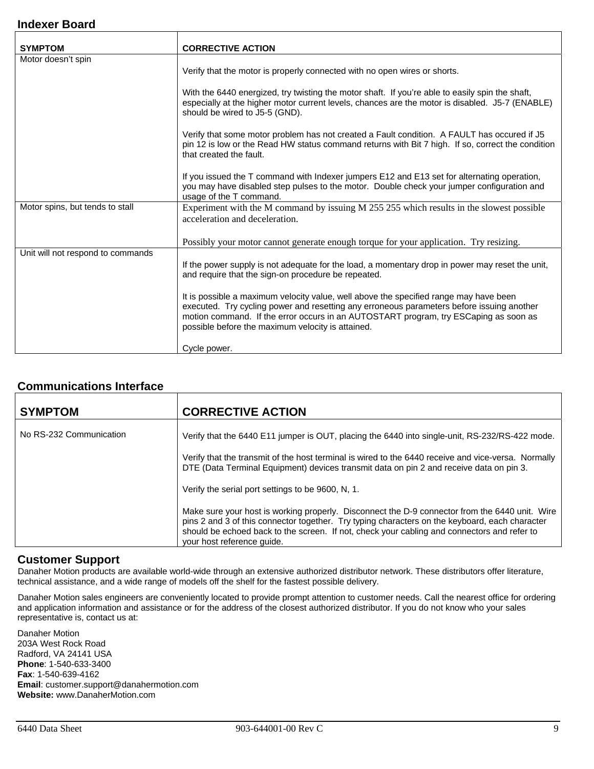## Indexer Board

| SYMPTOM | CORRECTIVE ACTION |
|---|---|
| Motor doesn't spin | Verify that the motor is properly connected with no open wires or shorts.<br><br>With the 6440 energized, try twisting the motor shaft. If you're able to easily spin the shaft, especially at the higher motor current levels, chances are the motor is disabled. J5-7 (ENABLE) should be wired to J5-5 (GND).<br><br>Verify that some motor problem has not created a Fault condition. A FAULT has occured if J5 pin 12 is low or the Read HW status command returns with Bit 7 high. If so, correct the condition that created the fault.<br><br>If you issued the T command with Indexer jumpers E12 and E13 set for alternating operation, you may have disabled step pulses to the motor. Double check your jumper configuration and usage of the T command. |
| Motor spins, but tends to stall | Experiment with the M command by issuing M 255 255 which results in the slowest possible acceleration and deceleration.<br><br>Possibly your motor cannot generate enough torque for your application. Try resizing. |
| Unit will not respond to commands | If the power supply is not adequate for the load, a momentary drop in power may reset the unit, and require that the sign-on procedure be repeated.<br><br>It is possible a maximum velocity value, well above the specified range may have been executed. Try cycling power and resetting any erroneous parameters before issuing another motion command. If the error occurs in an AUTOSTART program, try ESCaping as soon as possible before the maximum velocity is attained.<br><br>Cycle power. |

## Communications Interface

| SYMPTOM | CORRECTIVE ACTION |
|---|---|
| No RS-232 Communication | Verify that the 6440 E11 jumper is OUT, placing the 6440 into single-unit, RS-232/RS-422 mode.<br><br>Verify that the transmit of the host terminal is wired to the 6440 receive and vice-versa. Normally DTE (Data Terminal Equipment) devices transmit data on pin 2 and receive data on pin 3.<br><br>Verify the serial port settings to be 9600, N, 1.<br><br>Make sure your host is working properly. Disconnect the D-9 connector from the 6440 unit. Wire pins 2 and 3 of this connector together. Try typing characters on the keyboard, each character should be echoed back to the screen. If not, check your cabling and connectors and refer to your host reference guide. |

## Customer Support

Danaher Motion products are available world-wide through an extensive authorized distributor network. These distributors offer literature, technical assistance, and a wide range of models off the shelf for the fastest possible delivery.

Danaher Motion sales engineers are conveniently located to provide prompt attention to customer needs. Call the nearest office for ordering and application information and assistance or for the address of the closest authorized distributor. If you do not know who your sales representative is, contact us at:

Danaher Motion  
203A West Rock Road  
Radford, VA 24141 USA  
**Phone**: 1-540-633-3400  
**Fax**: 1-540-639-4162  
**Email**: customer.support@danahermotion.com  
**Website:** www.DanaherMotion.com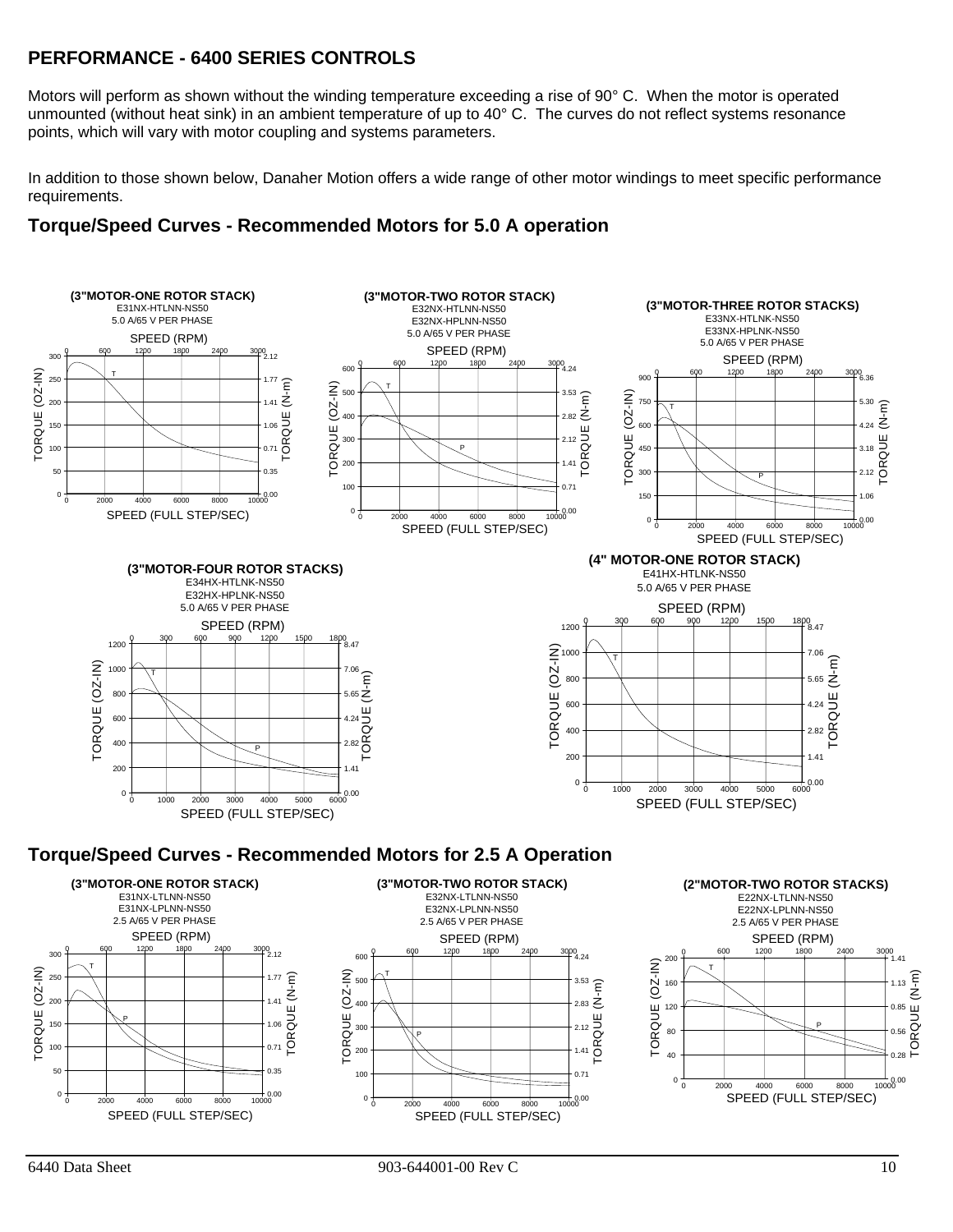## PERFORMANCE - 6400 SERIES CONTROLS

Motors will perform as shown without the winding temperature exceeding a rise of 90° C. When the motor is operated unmounted (without heat sink) in an ambient temperature of up to 40° C. The curves do not reflect systems resonance points, which will vary with motor coupling and systems parameters.

In addition to those shown below, Danaher Motion offers a wide range of other motor windings to meet specific performance requirements.

### Torque/Speed Curves - Recommended Motors for 5.0 A operation

**(3"MOTOR-ONE ROTOR STACK)**
E31NX-HTLNN-NS50
5.0 A/65 V PER PHASE
SPEED (RPM)
0 600 1200 1800 2400 3000
TORQUE (OZ-IN)
0 50 100 150 200 250 300
TORQUE (N-m)
0.00 0.35 0.71 1.06 1.41 1.77 2.12
T
0 2000 4000 6000 8000 10000
SPEED (FULL STEP/SEC)

**(3"MOTOR-TWO ROTOR STACK)**
E32NX-HTLNN-NS50
E32NX-HPLNN-NS50
5.0 A/65 V PER PHASE
SPEED (RPM)
0 600 1200 1800 2400 3000
TORQUE (OZ-IN)
0 100 200 300 400 500 600
TORQUE (N-m)
0.00 0.71 1.41 2.12 2.82 3.53 4.24
T
P
0 2000 4000 6000 8000 10000
SPEED (FULL STEP/SEC)

**(3"MOTOR-THREE ROTOR STACKS)**
E33NX-HTLNK-NS50
E33NX-HPLNK-NS50
5.0 A/65 V PER PHASE
SPEED (RPM)
0 600 1200 1800 2400 3000
TORQUE (OZ-IN)
0 150 300 450 600 750 900
TORQUE (N-m)
0.00 1.06 2.12 3.18 4.24 5.30 6.36
T
P
0 2000 4000 6000 8000 10000
SPEED (FULL STEP/SEC)

**(3"MOTOR-FOUR ROTOR STACKS)**
E34HX-HTLNK-NS50
E32HX-HPLNK-NS50
5.0 A/65 V PER PHASE
SPEED (RPM)
0 300 600 900 1200 1500 1800
TORQUE (OZ-IN)
0 200 400 600 800 1000 1200
TORQUE (N-m)
0.00 1.41 2.82 4.24 5.65 7.06 8.47
T
P
0 1000 2000 3000 4000 5000 6000
SPEED (FULL STEP/SEC)

**(4" MOTOR-ONE ROTOR STACK)**
E41HX-HTLNK-NS50
5.0 A/65 V PER PHASE
SPEED (RPM)
0 300 600 900 1200 1500 1800
TORQUE (OZ-IN)
0 200 400 600 800 1000 1200
TORQUE (N-m)
0.00 1.41 2.82 4.24 5.65 7.06 8.47
T
0 1000 2000 3000 4000 5000 6000
SPEED (FULL STEP/SEC)

### Torque/Speed Curves - Recommended Motors for 2.5 A Operation

**(3"MOTOR-ONE ROTOR STACK)**
E31NX-LTLNN-NS50
E31NX-LPLNN-NS50
2.5 A/65 V PER PHASE
SPEED (RPM)
0 600 1200 1800 2400 3000
TORQUE (OZ-IN)
0 50 100 150 200 250 300
TORQUE (N-m)
0.00 0.35 0.71 1.06 1.41 1.77 2.12
T
P
0 2000 4000 6000 8000 10000
SPEED (FULL STEP/SEC)

**(3"MOTOR-TWO ROTOR STACK)**
E32NX-LTLNN-NS50
E32NX-LPLNN-NS50
2.5 A/65 V PER PHASE
SPEED (RPM)
0 600 1200 1800 2400 3000
TORQUE (OZ-IN)
0 100 200 300 400 500 600
TORQUE (N-m)
0.00 0.71 1.41 2.12 2.83 3.53 4.24
T
P
0 2000 4000 6000 8000 10000
SPEED (FULL STEP/SEC)

**(2"MOTOR-TWO ROTOR STACKS)**
E22NX-LTLNN-NS50
E22NX-LPLNN-NS50
2.5 A/65 V PER PHASE
SPEED (RPM)
0 600 1200 1800 2400 3000
TORQUE (OZ-IN)
0 40 80 120 160 200
TORQUE (N-m)
0.00 0.28 0.56 0.85 1.13 1.41
T
P
0 2000 4000 6000 8000 10000
SPEED (FULL STEP/SEC)